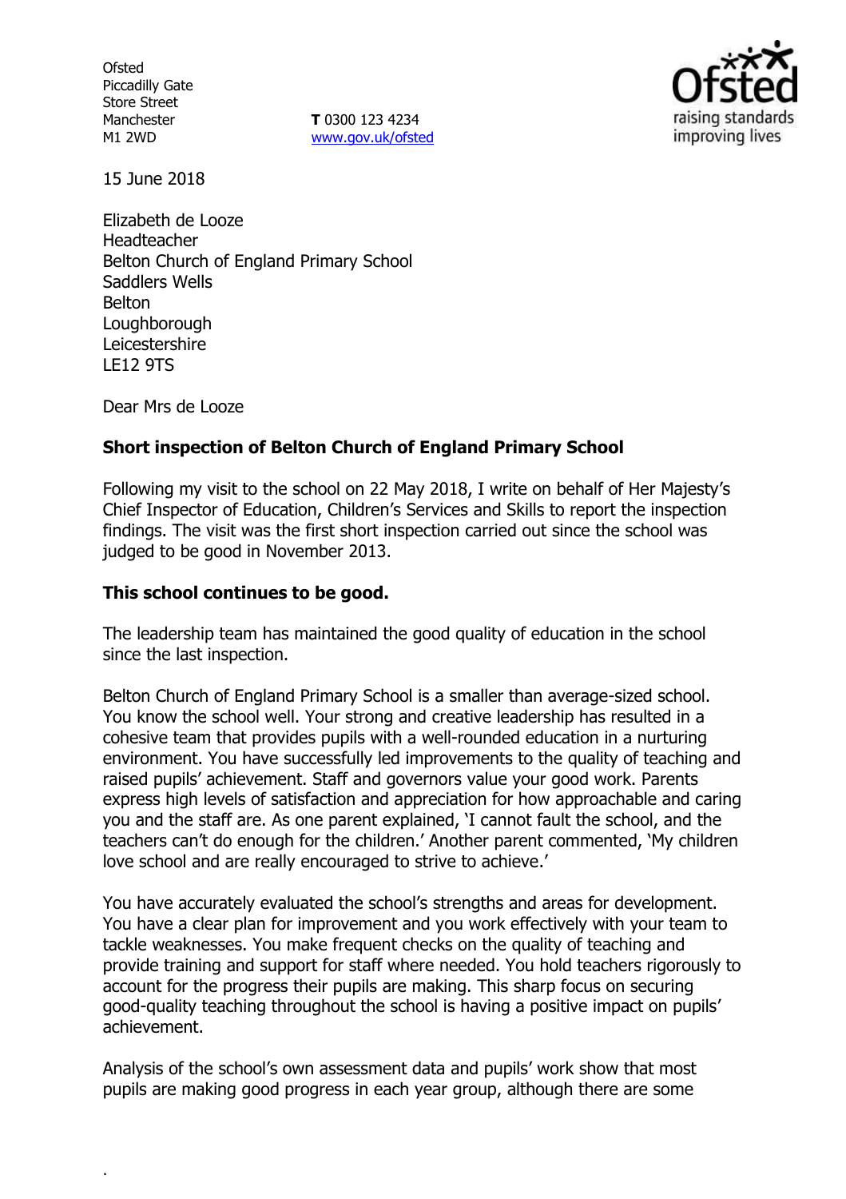Ofsted
Piccadilly Gate
Store Street
Manchester
M1 2WD

**T** 0300 123 4234
www.gov.uk/ofsted

15 June 2018

Elizabeth de Looze
Headteacher
Belton Church of England Primary School
Saddlers Wells
Belton
Loughborough
Leicestershire
LE12 9TS

Dear Mrs de Looze

**Short inspection of Belton Church of England Primary School**

Following my visit to the school on 22 May 2018, I write on behalf of Her Majesty's Chief Inspector of Education, Children's Services and Skills to report the inspection findings. The visit was the first short inspection carried out since the school was judged to be good in November 2013.

**This school continues to be good.**

The leadership team has maintained the good quality of education in the school since the last inspection.

Belton Church of England Primary School is a smaller than average-sized school. You know the school well. Your strong and creative leadership has resulted in a cohesive team that provides pupils with a well-rounded education in a nurturing environment. You have successfully led improvements to the quality of teaching and raised pupils' achievement. Staff and governors value your good work. Parents express high levels of satisfaction and appreciation for how approachable and caring you and the staff are. As one parent explained, 'I cannot fault the school, and the teachers can't do enough for the children.' Another parent commented, 'My children love school and are really encouraged to strive to achieve.'

You have accurately evaluated the school's strengths and areas for development. You have a clear plan for improvement and you work effectively with your team to tackle weaknesses. You make frequent checks on the quality of teaching and provide training and support for staff where needed. You hold teachers rigorously to account for the progress their pupils are making. This sharp focus on securing good-quality teaching throughout the school is having a positive impact on pupils' achievement.

Analysis of the school's own assessment data and pupils' work show that most pupils are making good progress in each year group, although there are some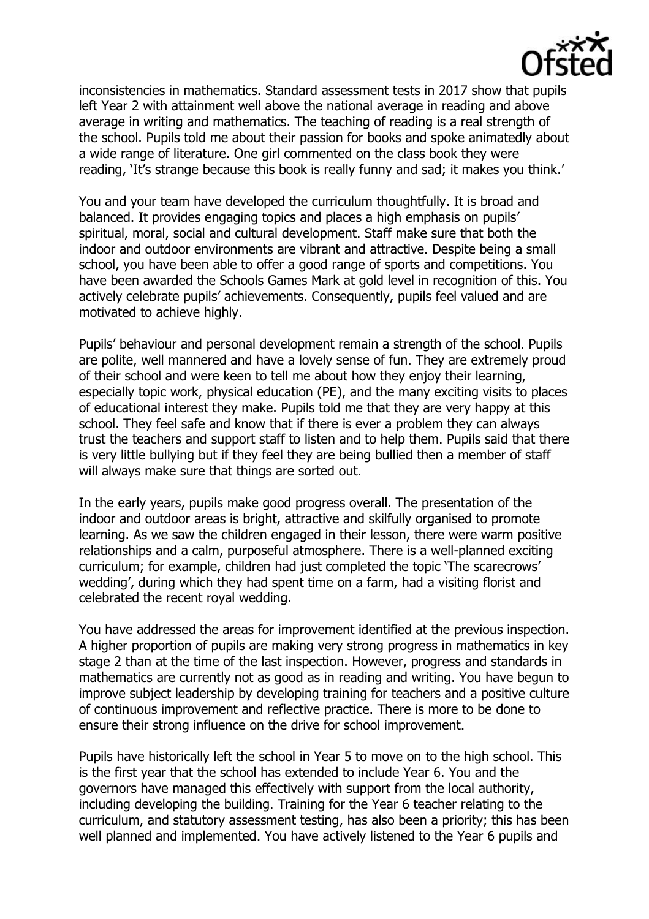inconsistencies in mathematics. Standard assessment tests in 2017 show that pupils left Year 2 with attainment well above the national average in reading and above average in writing and mathematics. The teaching of reading is a real strength of the school. Pupils told me about their passion for books and spoke animatedly about a wide range of literature. One girl commented on the class book they were reading, 'It's strange because this book is really funny and sad; it makes you think.'

You and your team have developed the curriculum thoughtfully. It is broad and balanced. It provides engaging topics and places a high emphasis on pupils' spiritual, moral, social and cultural development. Staff make sure that both the indoor and outdoor environments are vibrant and attractive. Despite being a small school, you have been able to offer a good range of sports and competitions. You have been awarded the Schools Games Mark at gold level in recognition of this. You actively celebrate pupils' achievements. Consequently, pupils feel valued and are motivated to achieve highly.

Pupils' behaviour and personal development remain a strength of the school. Pupils are polite, well mannered and have a lovely sense of fun. They are extremely proud of their school and were keen to tell me about how they enjoy their learning, especially topic work, physical education (PE), and the many exciting visits to places of educational interest they make. Pupils told me that they are very happy at this school. They feel safe and know that if there is ever a problem they can always trust the teachers and support staff to listen and to help them. Pupils said that there is very little bullying but if they feel they are being bullied then a member of staff will always make sure that things are sorted out.

In the early years, pupils make good progress overall. The presentation of the indoor and outdoor areas is bright, attractive and skilfully organised to promote learning. As we saw the children engaged in their lesson, there were warm positive relationships and a calm, purposeful atmosphere. There is a well-planned exciting curriculum; for example, children had just completed the topic 'The scarecrows' wedding', during which they had spent time on a farm, had a visiting florist and celebrated the recent royal wedding.

You have addressed the areas for improvement identified at the previous inspection. A higher proportion of pupils are making very strong progress in mathematics in key stage 2 than at the time of the last inspection. However, progress and standards in mathematics are currently not as good as in reading and writing. You have begun to improve subject leadership by developing training for teachers and a positive culture of continuous improvement and reflective practice. There is more to be done to ensure their strong influence on the drive for school improvement.

Pupils have historically left the school in Year 5 to move on to the high school. This is the first year that the school has extended to include Year 6. You and the governors have managed this effectively with support from the local authority, including developing the building. Training for the Year 6 teacher relating to the curriculum, and statutory assessment testing, has also been a priority; this has been well planned and implemented. You have actively listened to the Year 6 pupils and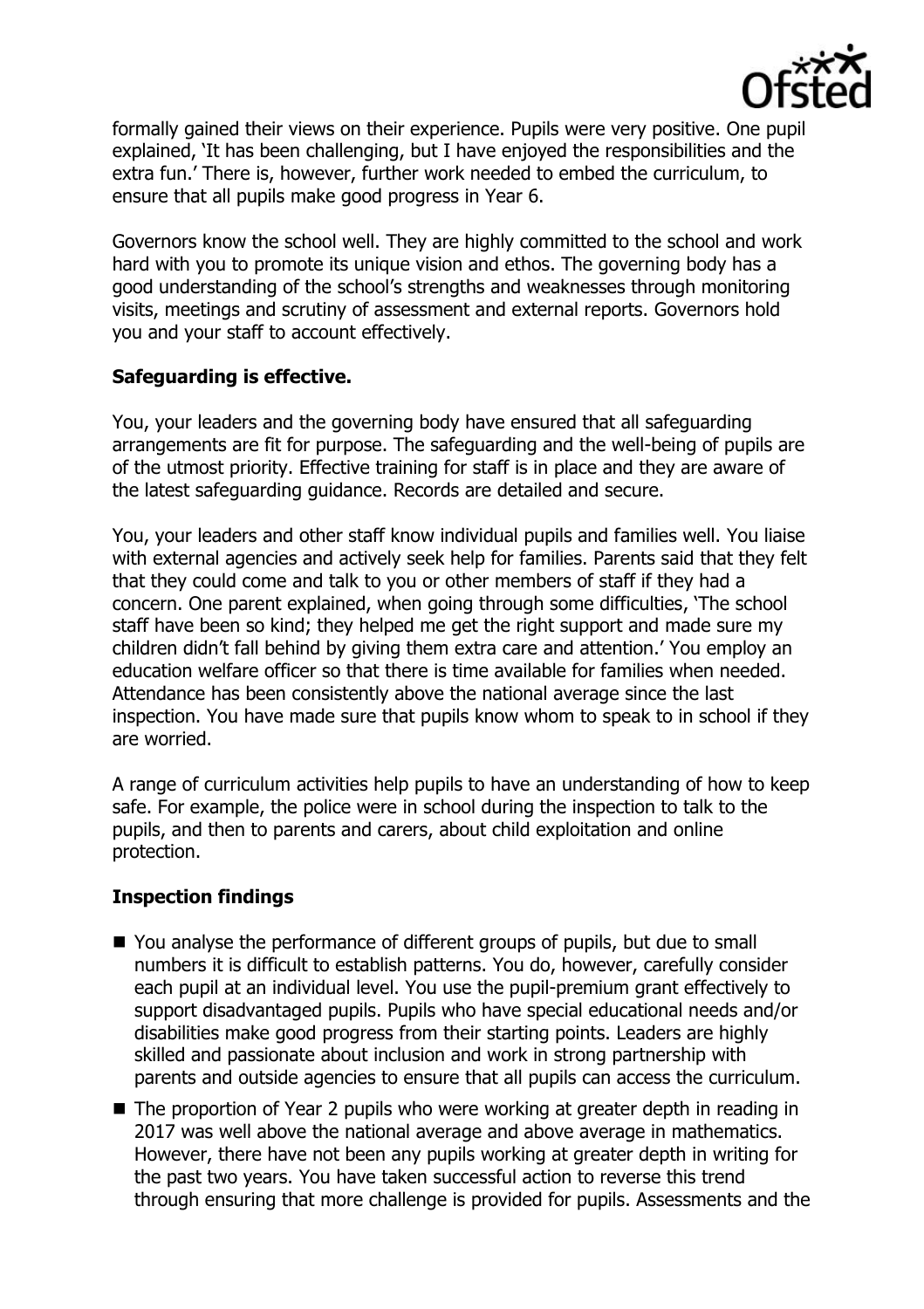formally gained their views on their experience. Pupils were very positive. One pupil explained, 'It has been challenging, but I have enjoyed the responsibilities and the extra fun.' There is, however, further work needed to embed the curriculum, to ensure that all pupils make good progress in Year 6.

Governors know the school well. They are highly committed to the school and work hard with you to promote its unique vision and ethos. The governing body has a good understanding of the school's strengths and weaknesses through monitoring visits, meetings and scrutiny of assessment and external reports. Governors hold you and your staff to account effectively.

## Safeguarding is effective.

You, your leaders and the governing body have ensured that all safeguarding arrangements are fit for purpose. The safeguarding and the well-being of pupils are of the utmost priority. Effective training for staff is in place and they are aware of the latest safeguarding guidance. Records are detailed and secure.

You, your leaders and other staff know individual pupils and families well. You liaise with external agencies and actively seek help for families. Parents said that they felt that they could come and talk to you or other members of staff if they had a concern. One parent explained, when going through some difficulties, 'The school staff have been so kind; they helped me get the right support and made sure my children didn't fall behind by giving them extra care and attention.' You employ an education welfare officer so that there is time available for families when needed. Attendance has been consistently above the national average since the last inspection. You have made sure that pupils know whom to speak to in school if they are worried.

A range of curriculum activities help pupils to have an understanding of how to keep safe. For example, the police were in school during the inspection to talk to the pupils, and then to parents and carers, about child exploitation and online protection.

## Inspection findings

- You analyse the performance of different groups of pupils, but due to small numbers it is difficult to establish patterns. You do, however, carefully consider each pupil at an individual level. You use the pupil-premium grant effectively to support disadvantaged pupils. Pupils who have special educational needs and/or disabilities make good progress from their starting points. Leaders are highly skilled and passionate about inclusion and work in strong partnership with parents and outside agencies to ensure that all pupils can access the curriculum.
- The proportion of Year 2 pupils who were working at greater depth in reading in 2017 was well above the national average and above average in mathematics. However, there have not been any pupils working at greater depth in writing for the past two years. You have taken successful action to reverse this trend through ensuring that more challenge is provided for pupils. Assessments and the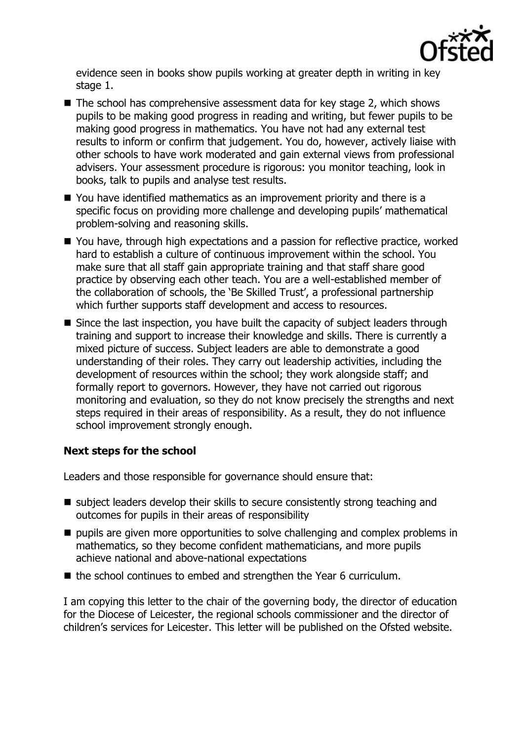evidence seen in books show pupils working at greater depth in writing in key stage 1.

- The school has comprehensive assessment data for key stage 2, which shows pupils to be making good progress in reading and writing, but fewer pupils to be making good progress in mathematics. You have not had any external test results to inform or confirm that judgement. You do, however, actively liaise with other schools to have work moderated and gain external views from professional advisers. Your assessment procedure is rigorous: you monitor teaching, look in books, talk to pupils and analyse test results.
- You have identified mathematics as an improvement priority and there is a specific focus on providing more challenge and developing pupils' mathematical problem-solving and reasoning skills.
- You have, through high expectations and a passion for reflective practice, worked hard to establish a culture of continuous improvement within the school. You make sure that all staff gain appropriate training and that staff share good practice by observing each other teach. You are a well-established member of the collaboration of schools, the 'Be Skilled Trust', a professional partnership which further supports staff development and access to resources.
- Since the last inspection, you have built the capacity of subject leaders through training and support to increase their knowledge and skills. There is currently a mixed picture of success. Subject leaders are able to demonstrate a good understanding of their roles. They carry out leadership activities, including the development of resources within the school; they work alongside staff; and formally report to governors. However, they have not carried out rigorous monitoring and evaluation, so they do not know precisely the strengths and next steps required in their areas of responsibility. As a result, they do not influence school improvement strongly enough.

### Next steps for the school

Leaders and those responsible for governance should ensure that:

- subject leaders develop their skills to secure consistently strong teaching and outcomes for pupils in their areas of responsibility
- pupils are given more opportunities to solve challenging and complex problems in mathematics, so they become confident mathematicians, and more pupils achieve national and above-national expectations
- the school continues to embed and strengthen the Year 6 curriculum.

I am copying this letter to the chair of the governing body, the director of education for the Diocese of Leicester, the regional schools commissioner and the director of children's services for Leicester. This letter will be published on the Ofsted website.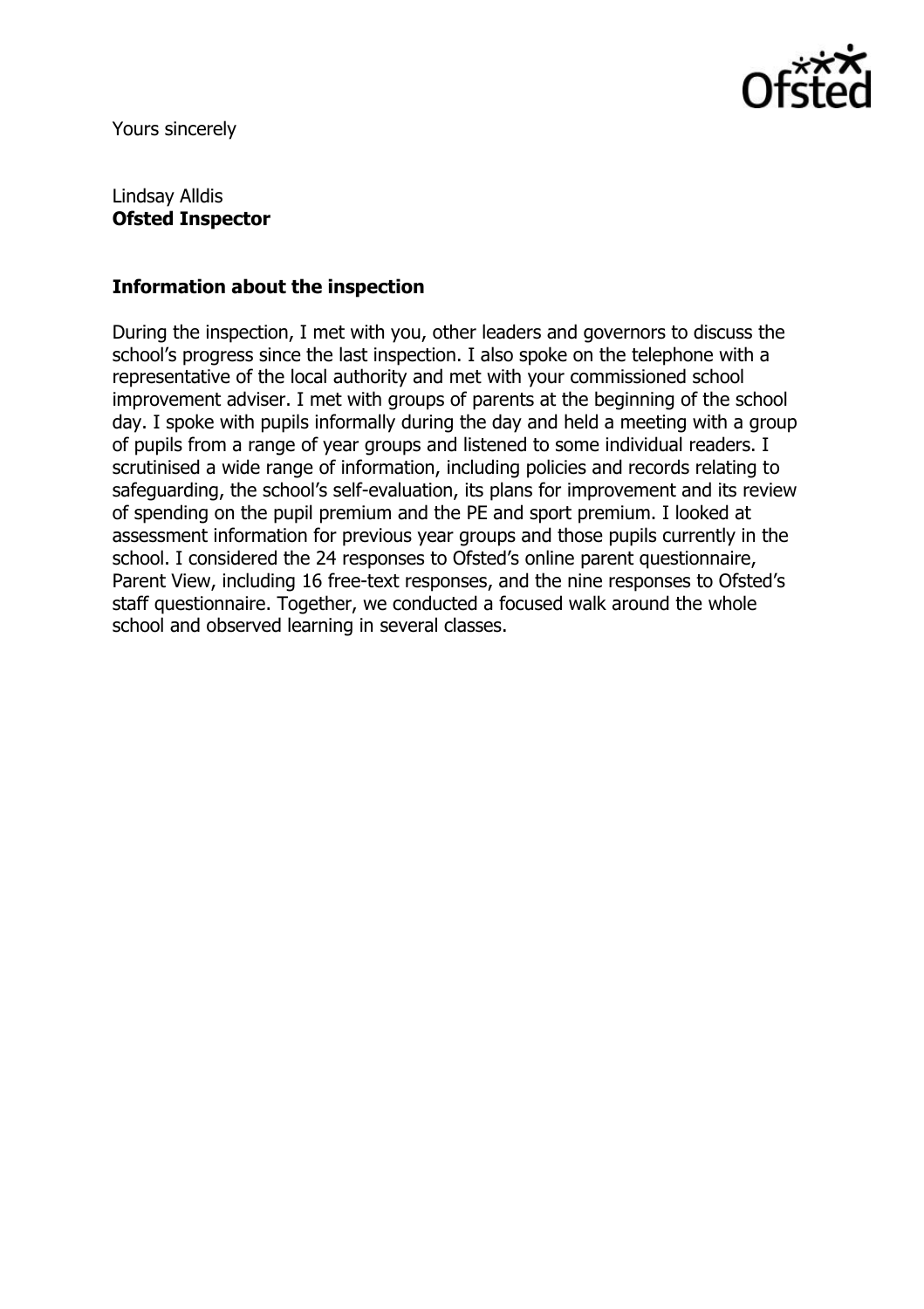Yours sincerely

Lindsay Alldis
**Ofsted Inspector**

**Information about the inspection**

During the inspection, I met with you, other leaders and governors to discuss the school's progress since the last inspection. I also spoke on the telephone with a representative of the local authority and met with your commissioned school improvement adviser. I met with groups of parents at the beginning of the school day. I spoke with pupils informally during the day and held a meeting with a group of pupils from a range of year groups and listened to some individual readers. I scrutinised a wide range of information, including policies and records relating to safeguarding, the school's self-evaluation, its plans for improvement and its review of spending on the pupil premium and the PE and sport premium. I looked at assessment information for previous year groups and those pupils currently in the school. I considered the 24 responses to Ofsted's online parent questionnaire, Parent View, including 16 free-text responses, and the nine responses to Ofsted's staff questionnaire. Together, we conducted a focused walk around the whole school and observed learning in several classes.